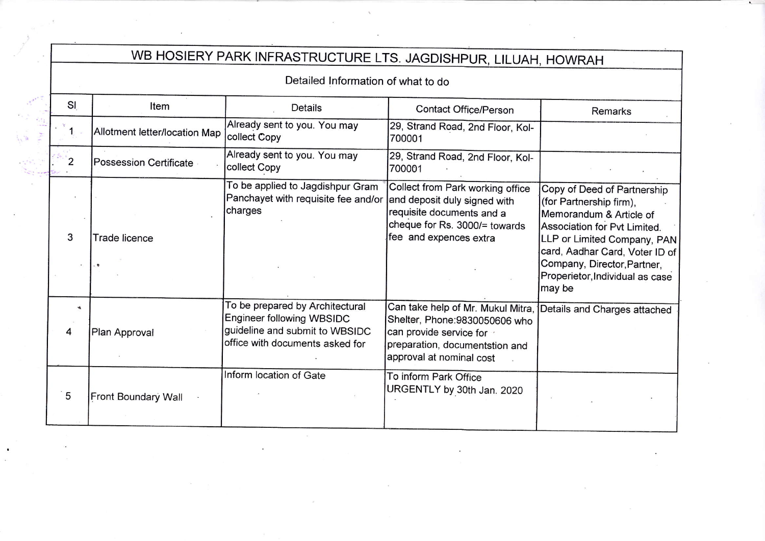# WB HOSIERY PARK INFRASTRUCTURE LTS. JAGDISHPUR, LILUAH, HOWRAH

## Detailed Information of what to do

| Sl | Item | Details | Contact Office/Person | Remarks |
| --- | --- | --- | --- | --- |
| 1 | Allotment letter/location Map | Already sent to you. You may collect Copy | 29, Strand Road, 2nd Floor, Kol-700001 | |
| 2 | Possession Certificate | Already sent to you. You may collect Copy | 29, Strand Road, 2nd Floor, Kol-700001 | |
| 3 | Trade licence | To be applied to Jagdishpur Gram Panchayet with requisite fee and/or charges | Collect from Park working office and deposit duly signed with requisite documents and a cheque for Rs. 3000/= towards fee and expences extra | Copy of Deed of Partnership (for Partnership firm), Memorandum & Article of Association for Pvt Limited. LLP or Limited Company, PAN card, Aadhar Card, Voter ID of Company, Director, Partner, Properietor, Individual as case may be |
| 4 | Plan Approval | To be prepared by Architectural Engineer following WBSIDC guideline and submit to WBSIDC office with documents asked for | Can take help of Mr. Mukul Mitra, Shelter, Phone:9830050606 who can provide service for preparation, documentstion and approval at nominal cost | Details and Charges attached |
| 5 | Front Boundary Wall | Inform location of Gate | To inform Park Office URGENTLY by 30th Jan. 2020 | |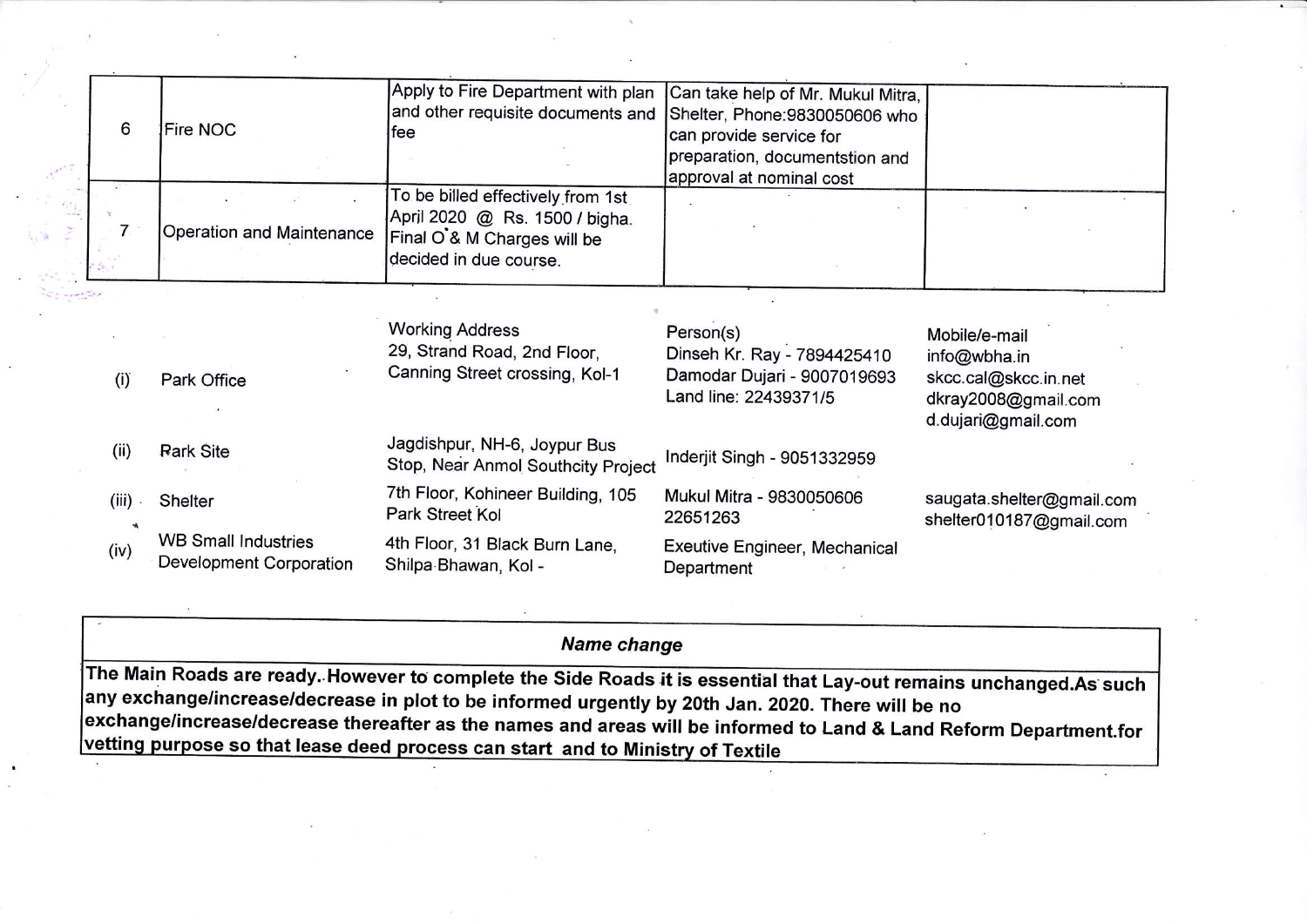| | | | | |
|---|---|---|---|---|
| 6 | Fire NOC | Apply to Fire Department with plan and other requisite documents and fee | Can take help of Mr. Mukul Mitra, Shelter, Phone:9830050606 who can provide service for preparation, documentstion and approval at nominal cost | |
| 7 | Operation and Maintenance | To be billed effectively from 1st April 2020 @ Rs. 1500 / bigha. Final O & M Charges will be decided in due course. | | |

| | | Working Address | Person(s) | Mobile/e-mail |
|---|---|---|---|---|
| (i) | Park Office | 29, Strand Road, 2nd Floor, Canning Street crossing, Kol-1 | Dinseh Kr. Ray - 7894425410<br>Damodar Dujari - 9007019693<br>Land line: 22439371/5 | info@wbha.in<br>skcc.cal@skcc.in.net<br>dkray2008@gmail.com<br>d.dujari@gmail.com |
| (ii) | Rark Site | Jagdishpur, NH-6, Joypur Bus Stop, Near Anmol Southcity Project | Inderjit Singh - 9051332959 | |
| (iii) | Shelter | 7th Floor, Kohineer Building, 105 Park Street Kol | Mukul Mitra - 9830050606<br>22651263 | saugata.shelter@gmail.com<br>shelter010187@gmail.com |
| (iv) | WB Small Industries Development Corporation | 4th Floor, 31 Black Burn Lane, Shilpa Bhawan, Kol - | Exeutive Engineer, Mechanical Department | |

*Name change*

**The Main Roads are ready. However to complete the Side Roads it is essential that Lay-out remains unchanged.As such any exchange/increase/decrease in plot to be informed urgently by 20th Jan. 2020. There will be no exchange/increase/decrease thereafter as the names and areas will be informed to Land & Land Reform Department.for vetting purpose so that lease deed process can start and to Ministry of Textile**